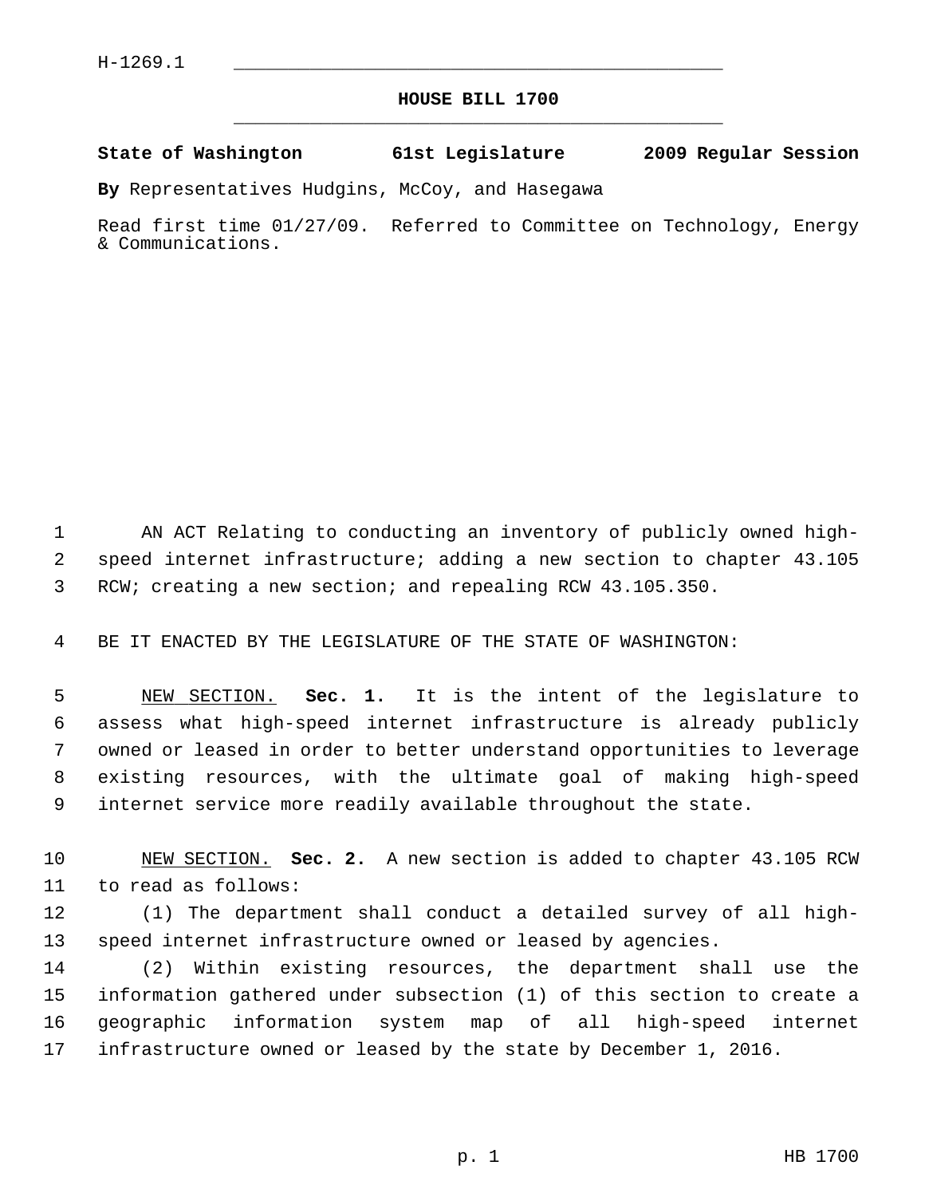H-1269.1

# HOUSE BILL 1700

**State of Washington 61st Legislature 2009 Regular Session**

**By** Representatives Hudgins, McCoy, and Hasegawa

Read first time 01/27/09. Referred to Committee on Technology, Energy & Communications.

AN ACT Relating to conducting an inventory of publicly owned high-speed internet infrastructure; adding a new section to chapter 43.105 RCW; creating a new section; and repealing RCW 43.105.350.

BE IT ENACTED BY THE LEGISLATURE OF THE STATE OF WASHINGTON:

NEW SECTION. **Sec. 1.** It is the intent of the legislature to assess what high-speed internet infrastructure is already publicly owned or leased in order to better understand opportunities to leverage existing resources, with the ultimate goal of making high-speed internet service more readily available throughout the state.

NEW SECTION. **Sec. 2.** A new section is added to chapter 43.105 RCW to read as follows:

(1) The department shall conduct a detailed survey of all high-speed internet infrastructure owned or leased by agencies.

(2) Within existing resources, the department shall use the information gathered under subsection (1) of this section to create a geographic information system map of all high-speed internet infrastructure owned or leased by the state by December 1, 2016.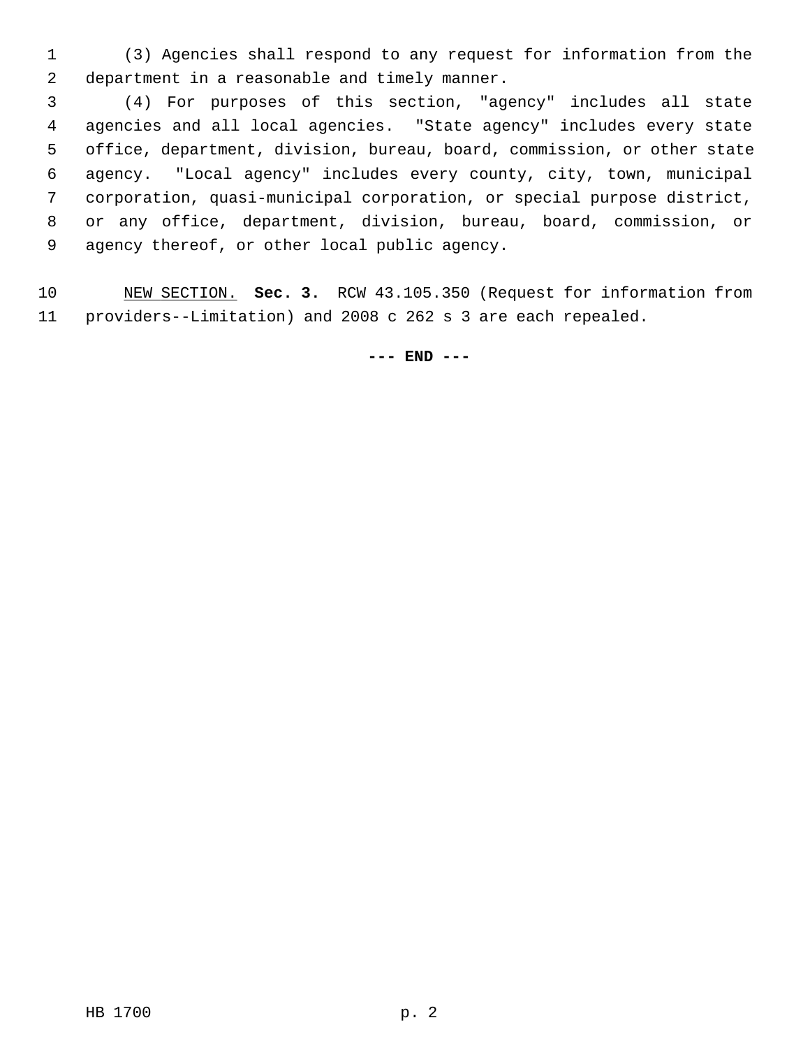(3) Agencies shall respond to any request for information from the department in a reasonable and timely manner.

(4) For purposes of this section, "agency" includes all state agencies and all local agencies. "State agency" includes every state office, department, division, bureau, board, commission, or other state agency. "Local agency" includes every county, city, town, municipal corporation, quasi-municipal corporation, or special purpose district, or any office, department, division, bureau, board, commission, or agency thereof, or other local public agency.

NEW SECTION. **Sec. 3.** RCW 43.105.350 (Request for information from providers--Limitation) and 2008 c 262 s 3 are each repealed.

**--- END ---**